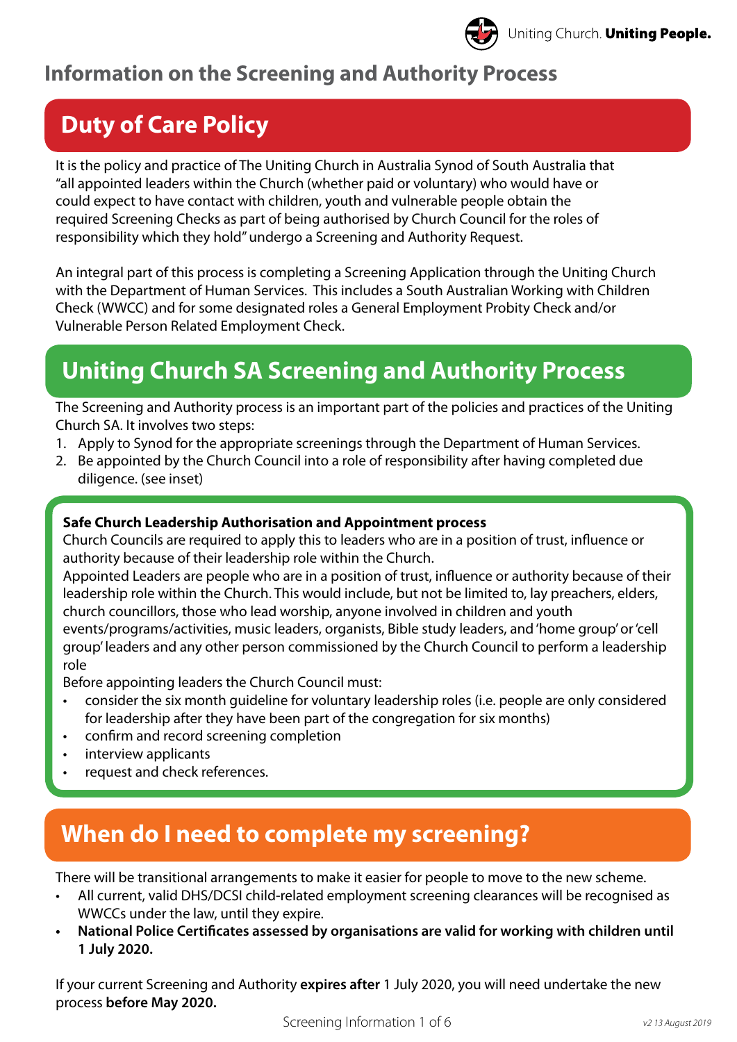# Information on the Screening and Authority Process

## Duty of Care Policy

It is the policy and practice of The Uniting Church in Australia Synod of South Australia that "all appointed leaders within the Church (whether paid or voluntary) who would have or could expect to have contact with children, youth and vulnerable people obtain the required Screening Checks as part of being authorised by Church Council for the roles of responsibility which they hold" undergo a Screening and Authority Request.

An integral part of this process is completing a Screening Application through the Uniting Church with the Department of Human Services. This includes a South Australian Working with Children Check (WWCC) and for some designated roles a General Employment Probity Check and/or Vulnerable Person Related Employment Check.

## Uniting Church SA Screening and Authority Process

The Screening and Authority process is an important part of the policies and practices of the Uniting Church SA. It involves two steps:

1. Apply to Synod for the appropriate screenings through the Department of Human Services.
2. Be appointed by the Church Council into a role of responsibility after having completed due diligence. (see inset)

**Safe Church Leadership Authorisation and Appointment process**

Church Councils are required to apply this to leaders who are in a position of trust, influence or authority because of their leadership role within the Church.

Appointed Leaders are people who are in a position of trust, influence or authority because of their leadership role within the Church. This would include, but not be limited to, lay preachers, elders, church councillors, those who lead worship, anyone involved in children and youth events/programs/activities, music leaders, organists, Bible study leaders, and 'home group' or 'cell group' leaders and any other person commissioned by the Church Council to perform a leadership role

Before appointing leaders the Church Council must:

- consider the six month guideline for voluntary leadership roles (i.e. people are only considered for leadership after they have been part of the congregation for six months)
- confirm and record screening completion
- interview applicants
- request and check references.

## When do I need to complete my screening?

There will be transitional arrangements to make it easier for people to move to the new scheme.

- All current, valid DHS/DCSI child-related employment screening clearances will be recognised as WWCCs under the law, until they expire.
- **National Police Certificates assessed by organisations are valid for working with children until 1 July 2020.**

If your current Screening and Authority **expires after** 1 July 2020, you will need undertake the new process **before May 2020.**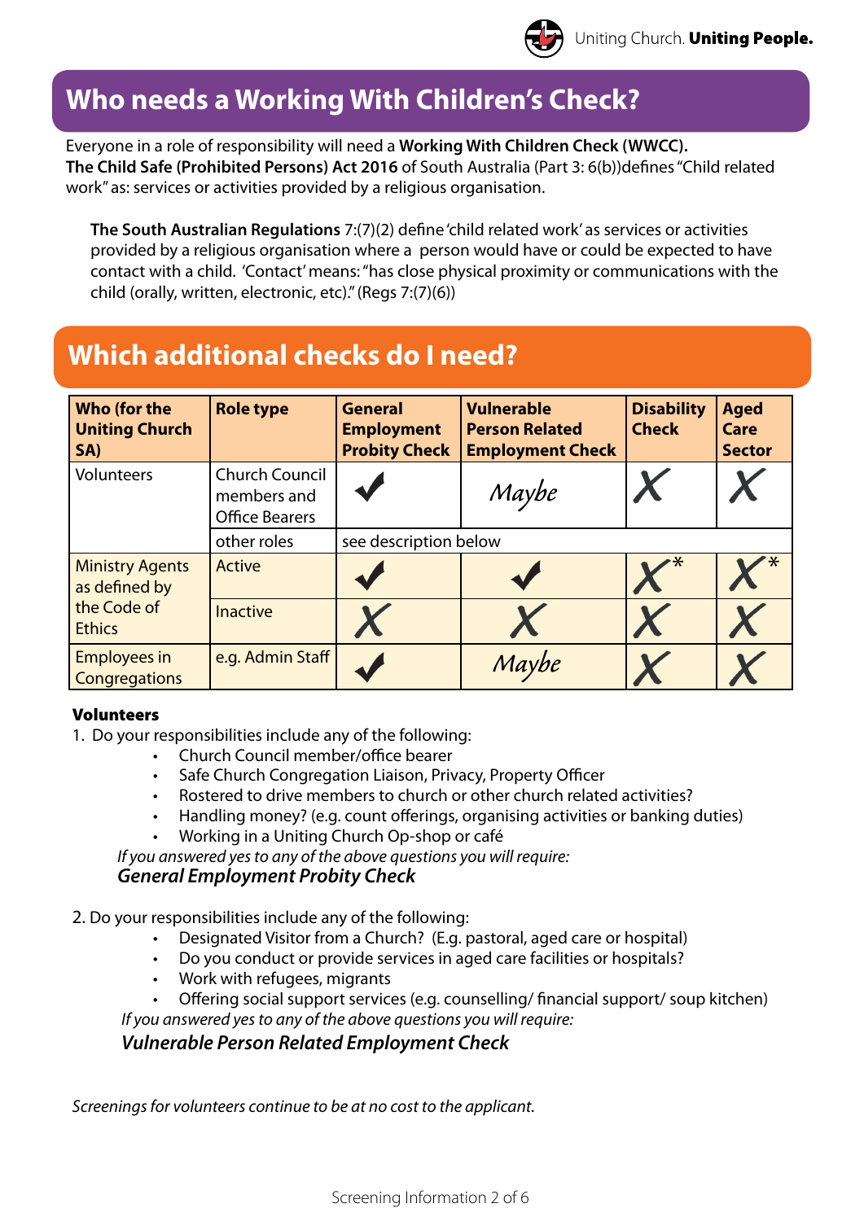## Who needs a Working With Children's Check?

Everyone in a role of responsibility will need a **Working With Children Check (WWCC).** **The Child Safe (Prohibited Persons) Act 2016** of South Australia (Part 3: 6(b))defines "Child related work" as: services or activities provided by a religious organisation.

> **The South Australian Regulations** 7:(7)(2) define 'child related work' as services or activities provided by a religious organisation where a person would have or could be expected to have contact with a child. 'Contact' means: "has close physical proximity or communications with the child (orally, written, electronic, etc)." (Regs 7:(7)(6))

## Which additional checks do I need?

| Who (for the Uniting Church SA) | Role type | General Employment Probity Check | Vulnerable Person Related Employment Check | Disability Check | Aged Care Sector |
|---|---|---|---|---|---|
| Volunteers | Church Council members and Office Bearers | ✔ | Maybe | ✗ | ✗ |
| | other roles | see description below | | | |
| Ministry Agents as defined by the Code of Ethics | Active | ✔ | ✔ | ✗* | ✗* |
| | Inactive | ✗ | ✗ | ✗ | ✗ |
| Employees in Congregations | e.g. Admin Staff | ✔ | Maybe | ✗ | ✗ |

**Volunteers**

1. Do your responsibilities include any of the following:
   - Church Council member/office bearer
   - Safe Church Congregation Liaison, Privacy, Property Officer
   - Rostered to drive members to church or other church related activities?
   - Handling money? (e.g. count offerings, organising activities or banking duties)
   - Working in a Uniting Church Op-shop or café

   *If you answered yes to any of the above questions you will require:*
   ***General Employment Probity Check***

2. Do your responsibilities include any of the following:
   - Designated Visitor from a Church? (E.g. pastoral, aged care or hospital)
   - Do you conduct or provide services in aged care facilities or hospitals?
   - Work with refugees, migrants
   - Offering social support services (e.g. counselling/ financial support/ soup kitchen)

   *If you answered yes to any of the above questions you will require:*
   ***Vulnerable Person Related Employment Check***

*Screenings for volunteers continue to be at no cost to the applicant.*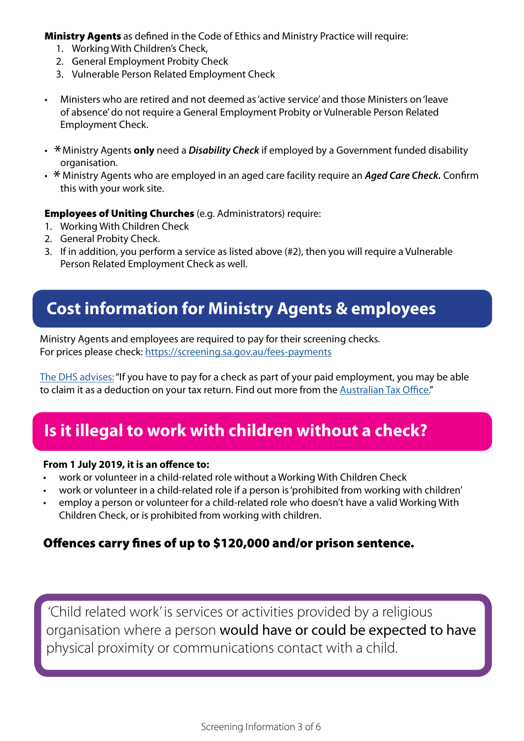**Ministry Agents** as defined in the Code of Ethics and Ministry Practice will require:

1. Working With Children's Check,
2. General Employment Probity Check
3. Vulnerable Person Related Employment Check

- Ministers who are retired and not deemed as 'active service' and those Ministers on 'leave of absence' do not require a General Employment Probity or Vulnerable Person Related Employment Check.

- *Ministry Agents **only** need a ***Disability Check*** if employed by a Government funded disability organisation.
- * Ministry Agents who are employed in an aged care facility require an ***Aged Care Check.*** Confirm this with your work site.

**Employees of Uniting Churches** (e.g. Administrators) require:

1. Working With Children Check
2. General Probity Check.
3. If in addition, you perform a service as listed above (#2), then you will require a Vulnerable Person Related Employment Check as well.

## Cost information for Ministry Agents & employees

Ministry Agents and employees are required to pay for their screening checks.
For prices please check: https://screening.sa.gov.au/fees-payments

The DHS advises: "If you have to pay for a check as part of your paid employment, you may be able to claim it as a deduction on your tax return. Find out more from the Australian Tax Office."

## Is it illegal to work with children without a check?

**From 1 July 2019, it is an offence to:**

- work or volunteer in a child-related role without a Working With Children Check
- work or volunteer in a child-related role if a person is 'prohibited from working with children'
- employ a person or volunteer for a child-related role who doesn't have a valid Working With Children Check, or is prohibited from working with children.

### Offences carry fines of up to $120,000 and/or prison sentence.

'Child related work' is services or activities provided by a religious organisation where a person would have or could be expected to have physical proximity or communications contact with a child.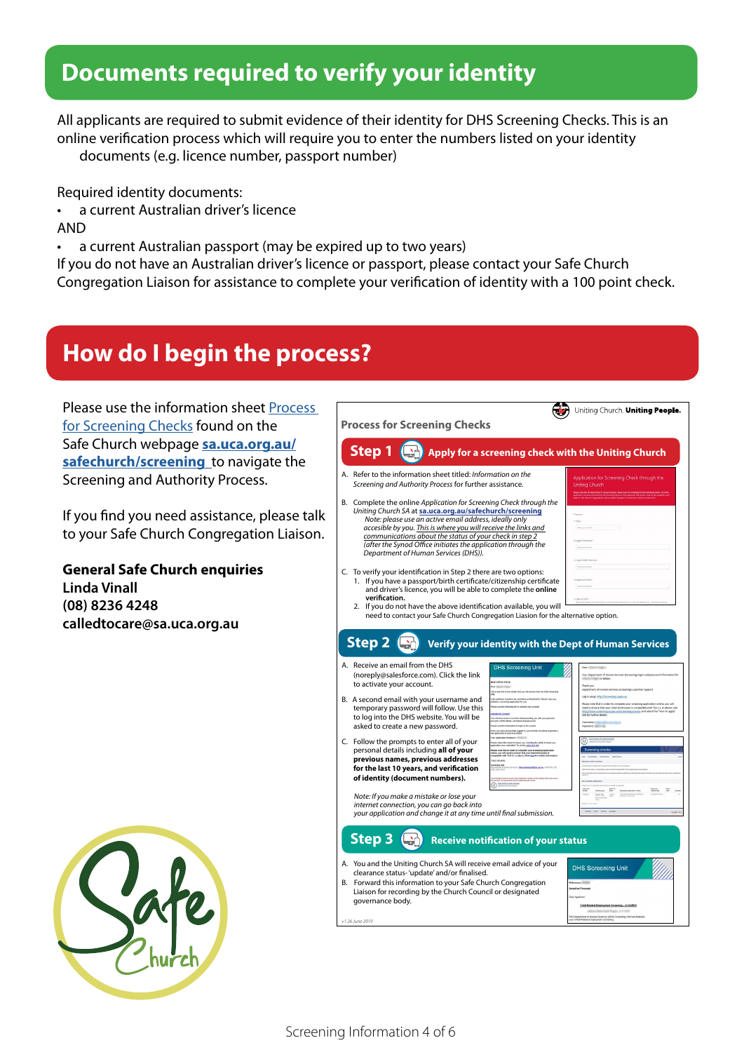# Documents required to verify your identity

All applicants are required to submit evidence of their identity for DHS Screening Checks. This is an online verification process which will require you to enter the numbers listed on your identity documents (e.g. licence number, passport number)

Required identity documents:

- a current Australian driver's licence

AND

- a current Australian passport (may be expired up to two years)

If you do not have an Australian driver's licence or passport, please contact your Safe Church Congregation Liaison for assistance to complete your verification of identity with a 100 point check.

# How do I begin the process?

Please use the information sheet Process for Screening Checks found on the Safe Church webpage **sa.uca.org.au/safechurch/screening** to navigate the Screening and Authority Process.

If you find you need assistance, please talk to your Safe Church Congregation Liaison.

**General Safe Church enquiries**
**Linda Vinall**
**(08) 8236 4248**
**calledtocare@sa.uca.org.au**

Uniting Church. **Uniting People.**

**Process for Screening Checks**

## Step 1 Apply for a screening check with the Uniting Church

A. Refer to the information sheet titled: *Information on the Screening and Authority Process* for further assistance.

B. Complete the online *Application for Screening Check through the Uniting Church SA* at **sa.uca.org.au/safechurch/screening** *Note: please use an active email address, ideally only accesible by you. This is where you will receive the links and communications about the status of your check in step 2 (after the Synod Office initiates the application through the Department of Human Services (DHS)).*

C. To verify your identification in Step 2 there are two options:
1. If you have a passport/birth certificate/citizenship certificate and driver's licence, you will be able to complete the **online verification.**
2. If you do not have the above identification available, you will need to contact your Safe Church Congregation Liaison for the alternative option.

## Step 2 Verify your identity with the Dept of Human Services

A. Receive an email from the DHS (noreply@salesforce.com). Click the link to activate your account.

B. A second email with your username and temporary password will follow. Use this to log into the DHS website. You will be asked to create a new password.

C. Follow the prompts to enter all of your personal details including **all of your previous names, previous addresses for the last 10 years, and verification of identity (document numbers).**

*Note: If you make a mistake or lose your internet connection, you can go back into your application and change it at any time until final submission.*

## Step 3 Receive notification of your status

A. You and the Uniting Church SA will receive email advice of your clearance status- 'update' and/or finalised.

B. Forward this information to your Safe Church Congregation Liaison for recording by the Church Council or designated governance body.

*v1 26 June 2019*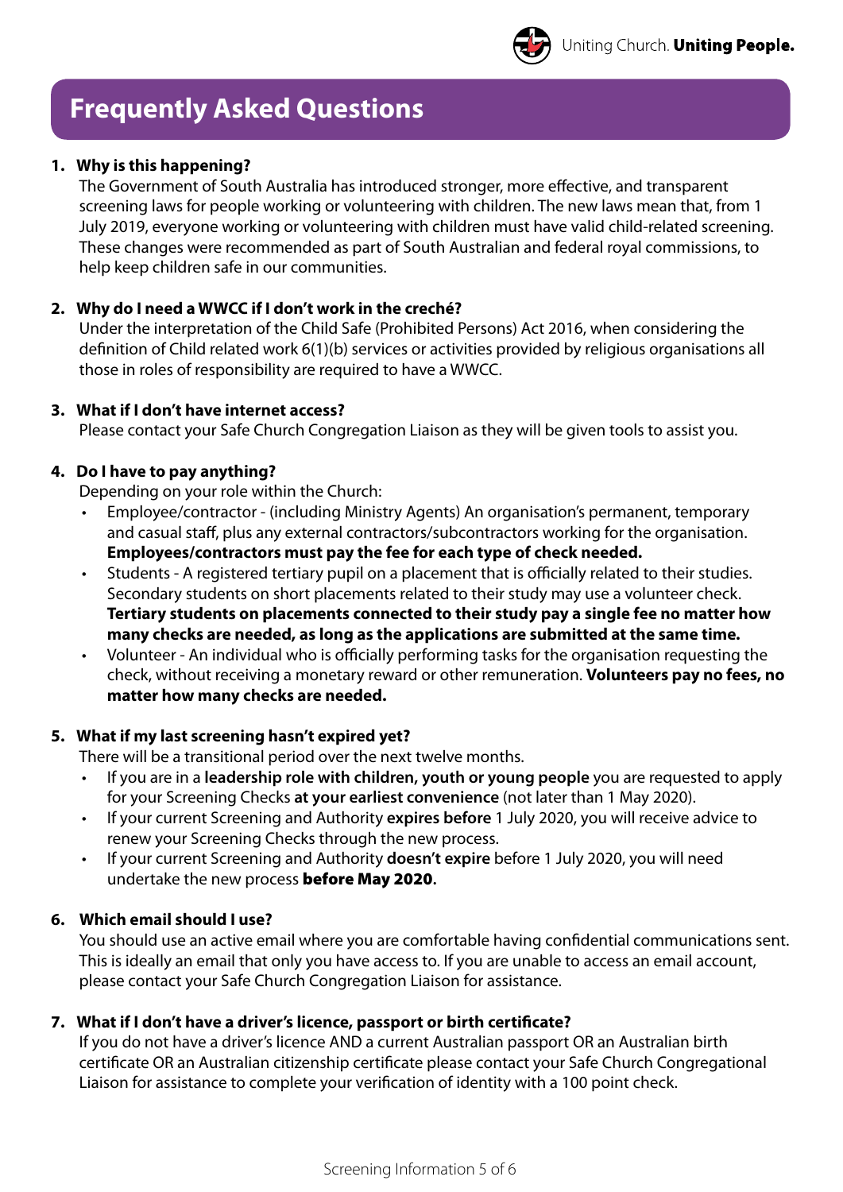## Frequently Asked Questions

1. **Why is this happening?**
   The Government of South Australia has introduced stronger, more effective, and transparent screening laws for people working or volunteering with children. The new laws mean that, from 1 July 2019, everyone working or volunteering with children must have valid child-related screening. These changes were recommended as part of South Australian and federal royal commissions, to help keep children safe in our communities.

2. **Why do I need a WWCC if I don't work in the creché?**
   Under the interpretation of the Child Safe (Prohibited Persons) Act 2016, when considering the definition of Child related work 6(1)(b) services or activities provided by religious organisations all those in roles of responsibility are required to have a WWCC.

3. **What if I don't have internet access?**
   Please contact your Safe Church Congregation Liaison as they will be given tools to assist you.

4. **Do I have to pay anything?**
   Depending on your role within the Church:
   - Employee/contractor - (including Ministry Agents) An organisation's permanent, temporary and casual staff, plus any external contractors/subcontractors working for the organisation. **Employees/contractors must pay the fee for each type of check needed.**
   - Students - A registered tertiary pupil on a placement that is officially related to their studies. Secondary students on short placements related to their study may use a volunteer check. **Tertiary students on placements connected to their study pay a single fee no matter how many checks are needed, as long as the applications are submitted at the same time.**
   - Volunteer - An individual who is officially performing tasks for the organisation requesting the check, without receiving a monetary reward or other remuneration. **Volunteers pay no fees, no matter how many checks are needed.**

5. **What if my last screening hasn't expired yet?**
   There will be a transitional period over the next twelve months.
   - If you are in a **leadership role with children, youth or young people** you are requested to apply for your Screening Checks **at your earliest convenience** (not later than 1 May 2020).
   - If your current Screening and Authority **expires before** 1 July 2020, you will receive advice to renew your Screening Checks through the new process.
   - If your current Screening and Authority **doesn't expire** before 1 July 2020, you will need undertake the new process **before May 2020.**

6. **Which email should I use?**
   You should use an active email where you are comfortable having confidential communications sent. This is ideally an email that only you have access to. If you are unable to access an email account, please contact your Safe Church Congregation Liaison for assistance.

7. **What if I don't have a driver's licence, passport or birth certificate?**
   If you do not have a driver's licence AND a current Australian passport OR an Australian birth certificate OR an Australian citizenship certificate please contact your Safe Church Congregational Liaison for assistance to complete your verification of identity with a 100 point check.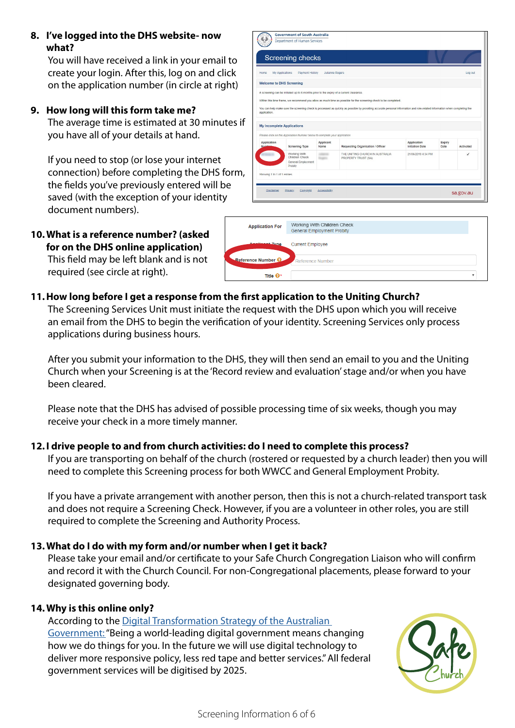**8. I've logged into the DHS website- now what?**

You will have received a link in your email to create your login. After this, log on and click on the application number (in circle at right)

**9. How long will this form take me?**

The average time is estimated at 30 minutes if you have all of your details at hand.

If you need to stop (or lose your internet connection) before completing the DHS form, the fields you've previously entered will be saved (with the exception of your identity document numbers).

**10. What is a reference number? (asked for on the DHS online application)**

This field may be left blank and is not required (see circle at right).

**11. How long before I get a response from the first application to the Uniting Church?**

The Screening Services Unit must initiate the request with the DHS upon which you will receive an email from the DHS to begin the verification of your identity. Screening Services only process applications during business hours.

After you submit your information to the DHS, they will then send an email to you and the Uniting Church when your Screening is at the 'Record review and evaluation' stage and/or when you have been cleared.

Please note that the DHS has advised of possible processing time of six weeks, though you may receive your check in a more timely manner.

**12. I drive people to and from church activities: do I need to complete this process?**

If you are transporting on behalf of the church (rostered or requested by a church leader) then you will need to complete this Screening process for both WWCC and General Employment Probity.

If you have a private arrangement with another person, then this is not a church-related transport task and does not require a Screening Check. However, if you are a volunteer in other roles, you are still required to complete the Screening and Authority Process.

**13. What do I do with my form and/or number when I get it back?**

Please take your email and/or certificate to your Safe Church Congregation Liaison who will confirm and record it with the Church Council. For non-Congregational placements, please forward to your designated governing body.

**14. Why is this online only?**

According to the Digital Transformation Strategy of the Australian Government: "Being a world-leading digital government means changing how we do things for you. In the future we will use digital technology to deliver more responsive policy, less red tape and better services." All federal government services will be digitised by 2025.